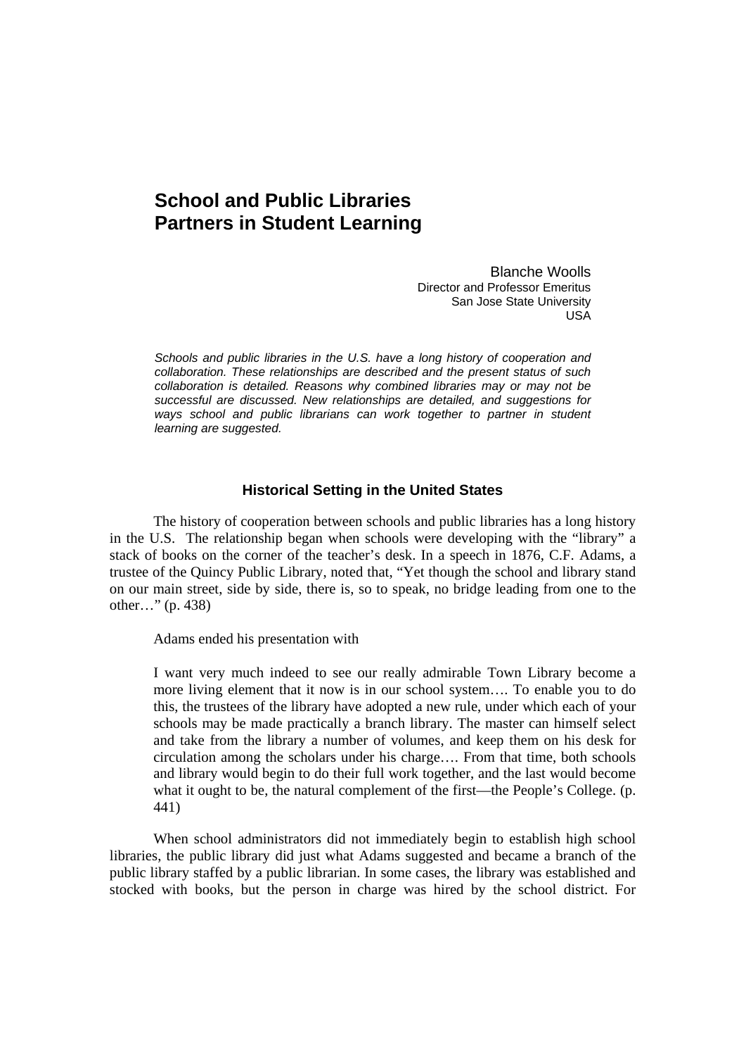# School and Public Libraries Partners in Student Learning

Blanche Woolls
Director and Professor Emeritus
San Jose State University
USA

*Schools and public libraries in the U.S. have a long history of cooperation and collaboration. These relationships are described and the present status of such collaboration is detailed. Reasons why combined libraries may or may not be successful are discussed. New relationships are detailed, and suggestions for ways school and public librarians can work together to partner in student learning are suggested.*

## Historical Setting in the United States

The history of cooperation between schools and public libraries has a long history in the U.S. The relationship began when schools were developing with the "library" a stack of books on the corner of the teacher's desk. In a speech in 1876, C.F. Adams, a trustee of the Quincy Public Library, noted that, "Yet though the school and library stand on our main street, side by side, there is, so to speak, no bridge leading from one to the other…" (p. 438)

Adams ended his presentation with

> I want very much indeed to see our really admirable Town Library become a more living element that it now is in our school system…. To enable you to do this, the trustees of the library have adopted a new rule, under which each of your schools may be made practically a branch library. The master can himself select and take from the library a number of volumes, and keep them on his desk for circulation among the scholars under his charge…. From that time, both schools and library would begin to do their full work together, and the last would become what it ought to be, the natural complement of the first—the People's College. (p. 441)

When school administrators did not immediately begin to establish high school libraries, the public library did just what Adams suggested and became a branch of the public library staffed by a public librarian. In some cases, the library was established and stocked with books, but the person in charge was hired by the school district. For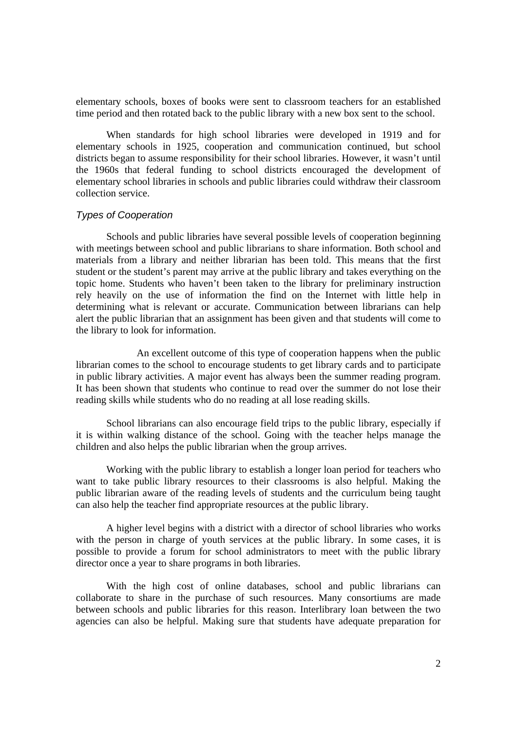elementary schools, boxes of books were sent to classroom teachers for an established time period and then rotated back to the public library with a new box sent to the school.

When standards for high school libraries were developed in 1919 and for elementary schools in 1925, cooperation and communication continued, but school districts began to assume responsibility for their school libraries. However, it wasn't until the 1960s that federal funding to school districts encouraged the development of elementary school libraries in schools and public libraries could withdraw their classroom collection service.

### *Types of Cooperation*

Schools and public libraries have several possible levels of cooperation beginning with meetings between school and public librarians to share information. Both school and materials from a library and neither librarian has been told. This means that the first student or the student's parent may arrive at the public library and takes everything on the topic home. Students who haven't been taken to the library for preliminary instruction rely heavily on the use of information the find on the Internet with little help in determining what is relevant or accurate. Communication between librarians can help alert the public librarian that an assignment has been given and that students will come to the library to look for information.

An excellent outcome of this type of cooperation happens when the public librarian comes to the school to encourage students to get library cards and to participate in public library activities. A major event has always been the summer reading program. It has been shown that students who continue to read over the summer do not lose their reading skills while students who do no reading at all lose reading skills.

School librarians can also encourage field trips to the public library, especially if it is within walking distance of the school. Going with the teacher helps manage the children and also helps the public librarian when the group arrives.

Working with the public library to establish a longer loan period for teachers who want to take public library resources to their classrooms is also helpful. Making the public librarian aware of the reading levels of students and the curriculum being taught can also help the teacher find appropriate resources at the public library.

A higher level begins with a district with a director of school libraries who works with the person in charge of youth services at the public library. In some cases, it is possible to provide a forum for school administrators to meet with the public library director once a year to share programs in both libraries.

With the high cost of online databases, school and public librarians can collaborate to share in the purchase of such resources. Many consortiums are made between schools and public libraries for this reason. Interlibrary loan between the two agencies can also be helpful. Making sure that students have adequate preparation for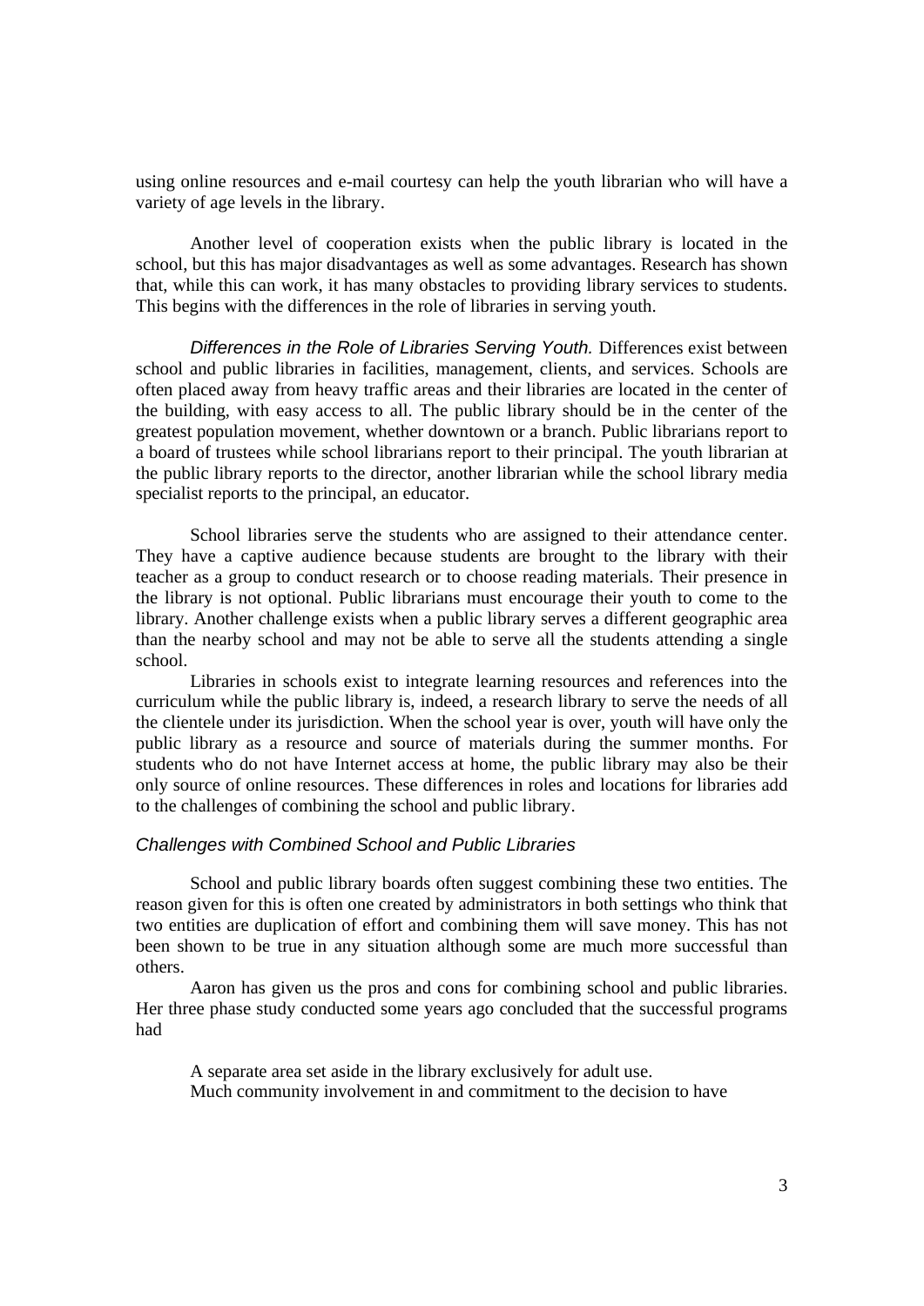using online resources and e-mail courtesy can help the youth librarian who will have a variety of age levels in the library.

Another level of cooperation exists when the public library is located in the school, but this has major disadvantages as well as some advantages. Research has shown that, while this can work, it has many obstacles to providing library services to students. This begins with the differences in the role of libraries in serving youth.

*Differences in the Role of Libraries Serving Youth.* Differences exist between school and public libraries in facilities, management, clients, and services. Schools are often placed away from heavy traffic areas and their libraries are located in the center of the building, with easy access to all. The public library should be in the center of the greatest population movement, whether downtown or a branch. Public librarians report to a board of trustees while school librarians report to their principal. The youth librarian at the public library reports to the director, another librarian while the school library media specialist reports to the principal, an educator.

School libraries serve the students who are assigned to their attendance center. They have a captive audience because students are brought to the library with their teacher as a group to conduct research or to choose reading materials. Their presence in the library is not optional. Public librarians must encourage their youth to come to the library. Another challenge exists when a public library serves a different geographic area than the nearby school and may not be able to serve all the students attending a single school.

Libraries in schools exist to integrate learning resources and references into the curriculum while the public library is, indeed, a research library to serve the needs of all the clientele under its jurisdiction. When the school year is over, youth will have only the public library as a resource and source of materials during the summer months. For students who do not have Internet access at home, the public library may also be their only source of online resources. These differences in roles and locations for libraries add to the challenges of combining the school and public library.

### *Challenges with Combined School and Public Libraries*

School and public library boards often suggest combining these two entities. The reason given for this is often one created by administrators in both settings who think that two entities are duplication of effort and combining them will save money. This has not been shown to be true in any situation although some are much more successful than others.

Aaron has given us the pros and cons for combining school and public libraries. Her three phase study conducted some years ago concluded that the successful programs had

> A separate area set aside in the library exclusively for adult use.
> Much community involvement in and commitment to the decision to have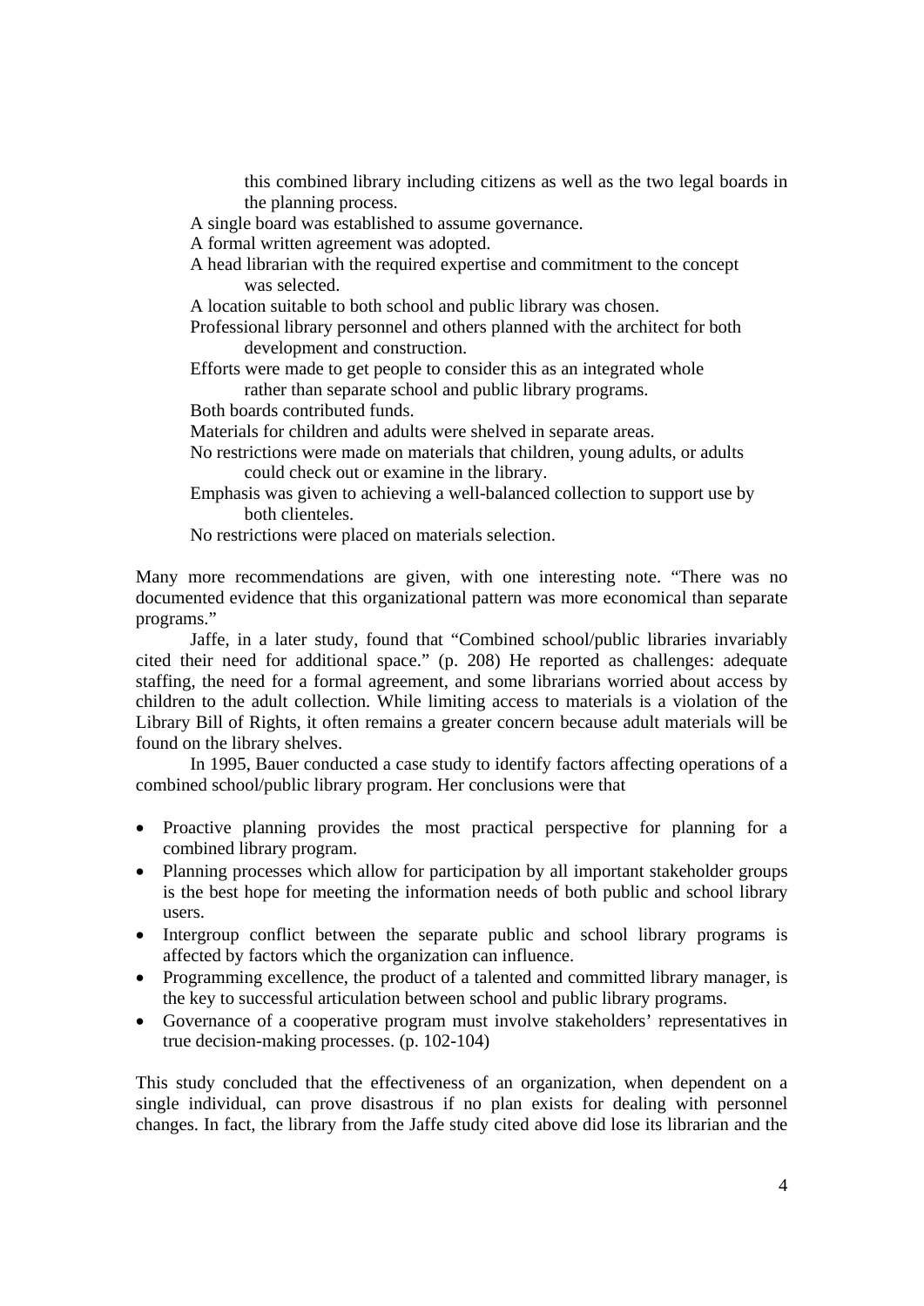this combined library including citizens as well as the two legal boards in the planning process.

A single board was established to assume governance.

A formal written agreement was adopted.

A head librarian with the required expertise and commitment to the concept was selected.

A location suitable to both school and public library was chosen.

Professional library personnel and others planned with the architect for both development and construction.

Efforts were made to get people to consider this as an integrated whole rather than separate school and public library programs.

Both boards contributed funds.

Materials for children and adults were shelved in separate areas.

No restrictions were made on materials that children, young adults, or adults could check out or examine in the library.

Emphasis was given to achieving a well-balanced collection to support use by both clienteles.

No restrictions were placed on materials selection.

Many more recommendations are given, with one interesting note. "There was no documented evidence that this organizational pattern was more economical than separate programs."

Jaffe, in a later study, found that "Combined school/public libraries invariably cited their need for additional space." (p. 208) He reported as challenges: adequate staffing, the need for a formal agreement, and some librarians worried about access by children to the adult collection. While limiting access to materials is a violation of the Library Bill of Rights, it often remains a greater concern because adult materials will be found on the library shelves.

In 1995, Bauer conducted a case study to identify factors affecting operations of a combined school/public library program. Her conclusions were that

- Proactive planning provides the most practical perspective for planning for a combined library program.
- Planning processes which allow for participation by all important stakeholder groups is the best hope for meeting the information needs of both public and school library users.
- Intergroup conflict between the separate public and school library programs is affected by factors which the organization can influence.
- Programming excellence, the product of a talented and committed library manager, is the key to successful articulation between school and public library programs.
- Governance of a cooperative program must involve stakeholders' representatives in true decision-making processes. (p. 102-104)

This study concluded that the effectiveness of an organization, when dependent on a single individual, can prove disastrous if no plan exists for dealing with personnel changes. In fact, the library from the Jaffe study cited above did lose its librarian and the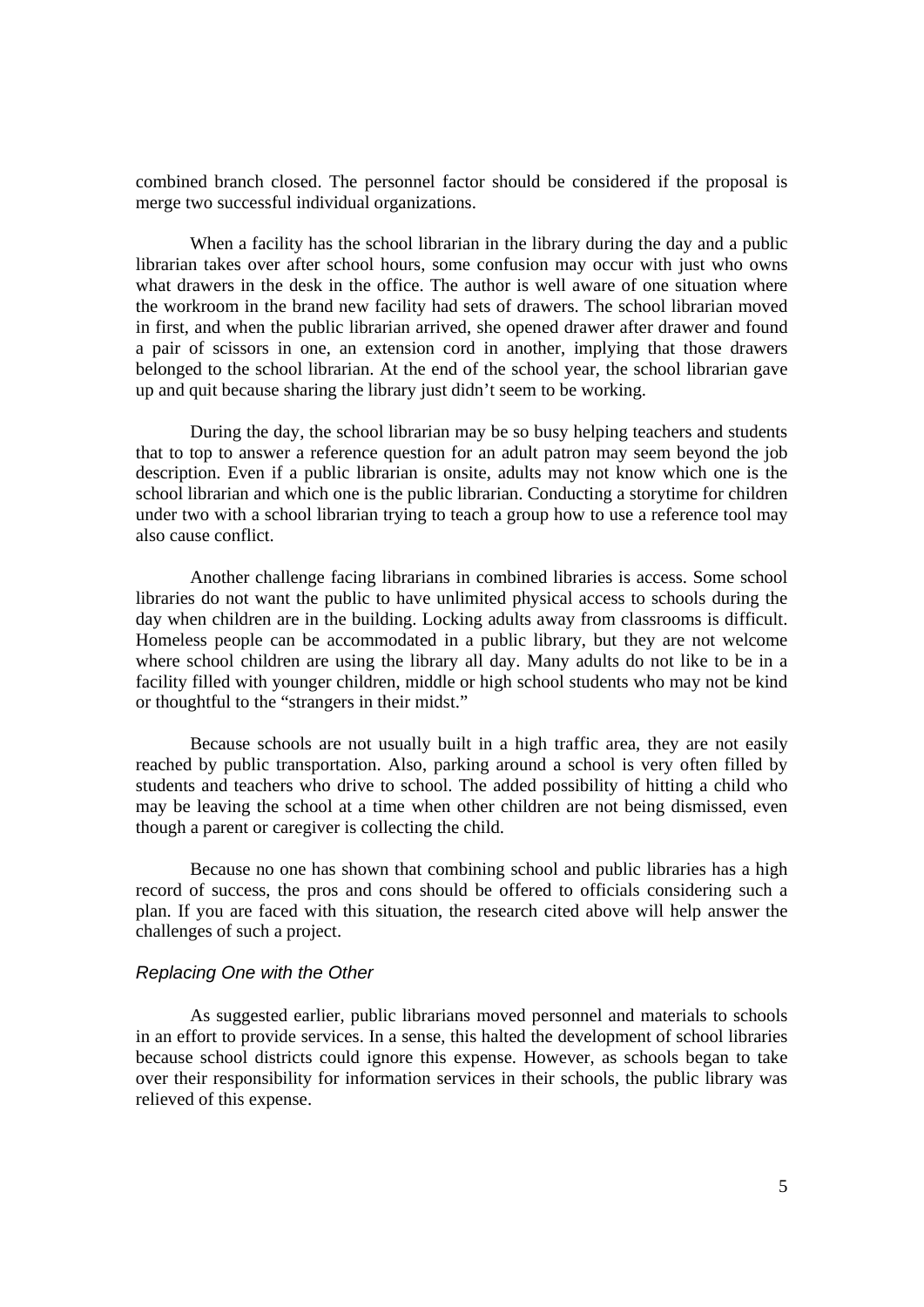combined branch closed. The personnel factor should be considered if the proposal is merge two successful individual organizations.

When a facility has the school librarian in the library during the day and a public librarian takes over after school hours, some confusion may occur with just who owns what drawers in the desk in the office. The author is well aware of one situation where the workroom in the brand new facility had sets of drawers. The school librarian moved in first, and when the public librarian arrived, she opened drawer after drawer and found a pair of scissors in one, an extension cord in another, implying that those drawers belonged to the school librarian. At the end of the school year, the school librarian gave up and quit because sharing the library just didn't seem to be working.

During the day, the school librarian may be so busy helping teachers and students that to top to answer a reference question for an adult patron may seem beyond the job description. Even if a public librarian is onsite, adults may not know which one is the school librarian and which one is the public librarian. Conducting a storytime for children under two with a school librarian trying to teach a group how to use a reference tool may also cause conflict.

Another challenge facing librarians in combined libraries is access. Some school libraries do not want the public to have unlimited physical access to schools during the day when children are in the building. Locking adults away from classrooms is difficult. Homeless people can be accommodated in a public library, but they are not welcome where school children are using the library all day. Many adults do not like to be in a facility filled with younger children, middle or high school students who may not be kind or thoughtful to the "strangers in their midst."

Because schools are not usually built in a high traffic area, they are not easily reached by public transportation. Also, parking around a school is very often filled by students and teachers who drive to school. The added possibility of hitting a child who may be leaving the school at a time when other children are not being dismissed, even though a parent or caregiver is collecting the child.

Because no one has shown that combining school and public libraries has a high record of success, the pros and cons should be offered to officials considering such a plan. If you are faced with this situation, the research cited above will help answer the challenges of such a project.

### *Replacing One with the Other*

As suggested earlier, public librarians moved personnel and materials to schools in an effort to provide services. In a sense, this halted the development of school libraries because school districts could ignore this expense. However, as schools began to take over their responsibility for information services in their schools, the public library was relieved of this expense.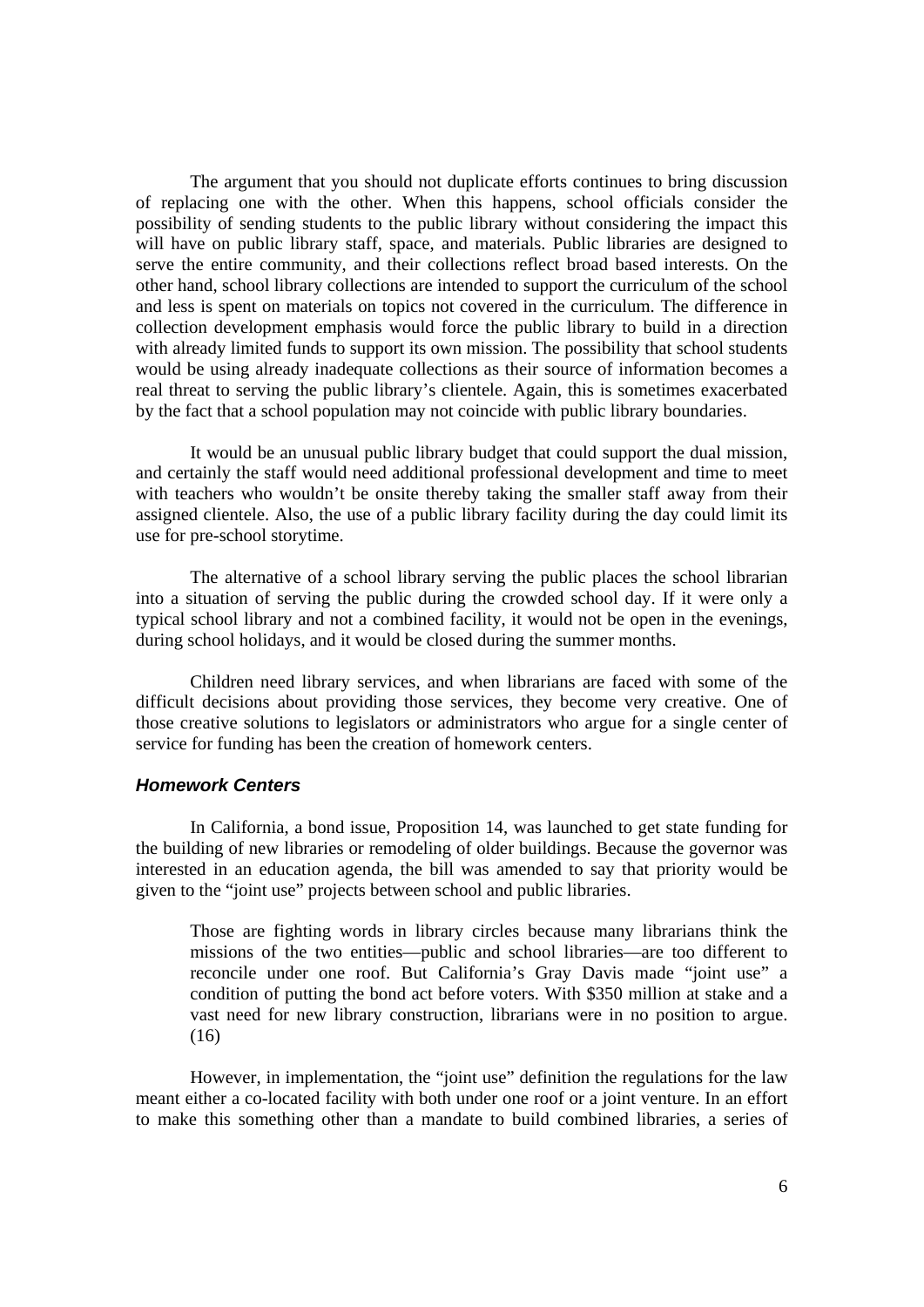The argument that you should not duplicate efforts continues to bring discussion of replacing one with the other. When this happens, school officials consider the possibility of sending students to the public library without considering the impact this will have on public library staff, space, and materials. Public libraries are designed to serve the entire community, and their collections reflect broad based interests. On the other hand, school library collections are intended to support the curriculum of the school and less is spent on materials on topics not covered in the curriculum. The difference in collection development emphasis would force the public library to build in a direction with already limited funds to support its own mission. The possibility that school students would be using already inadequate collections as their source of information becomes a real threat to serving the public library's clientele. Again, this is sometimes exacerbated by the fact that a school population may not coincide with public library boundaries.

It would be an unusual public library budget that could support the dual mission, and certainly the staff would need additional professional development and time to meet with teachers who wouldn't be onsite thereby taking the smaller staff away from their assigned clientele. Also, the use of a public library facility during the day could limit its use for pre-school storytime.

The alternative of a school library serving the public places the school librarian into a situation of serving the public during the crowded school day. If it were only a typical school library and not a combined facility, it would not be open in the evenings, during school holidays, and it would be closed during the summer months.

Children need library services, and when librarians are faced with some of the difficult decisions about providing those services, they become very creative. One of those creative solutions to legislators or administrators who argue for a single center of service for funding has been the creation of homework centers.

### *Homework Centers*

In California, a bond issue, Proposition 14, was launched to get state funding for the building of new libraries or remodeling of older buildings. Because the governor was interested in an education agenda, the bill was amended to say that priority would be given to the "joint use" projects between school and public libraries.

> Those are fighting words in library circles because many librarians think the missions of the two entities—public and school libraries—are too different to reconcile under one roof. But California's Gray Davis made "joint use" a condition of putting the bond act before voters. With $350 million at stake and a vast need for new library construction, librarians were in no position to argue. (16)

However, in implementation, the "joint use" definition the regulations for the law meant either a co-located facility with both under one roof or a joint venture. In an effort to make this something other than a mandate to build combined libraries, a series of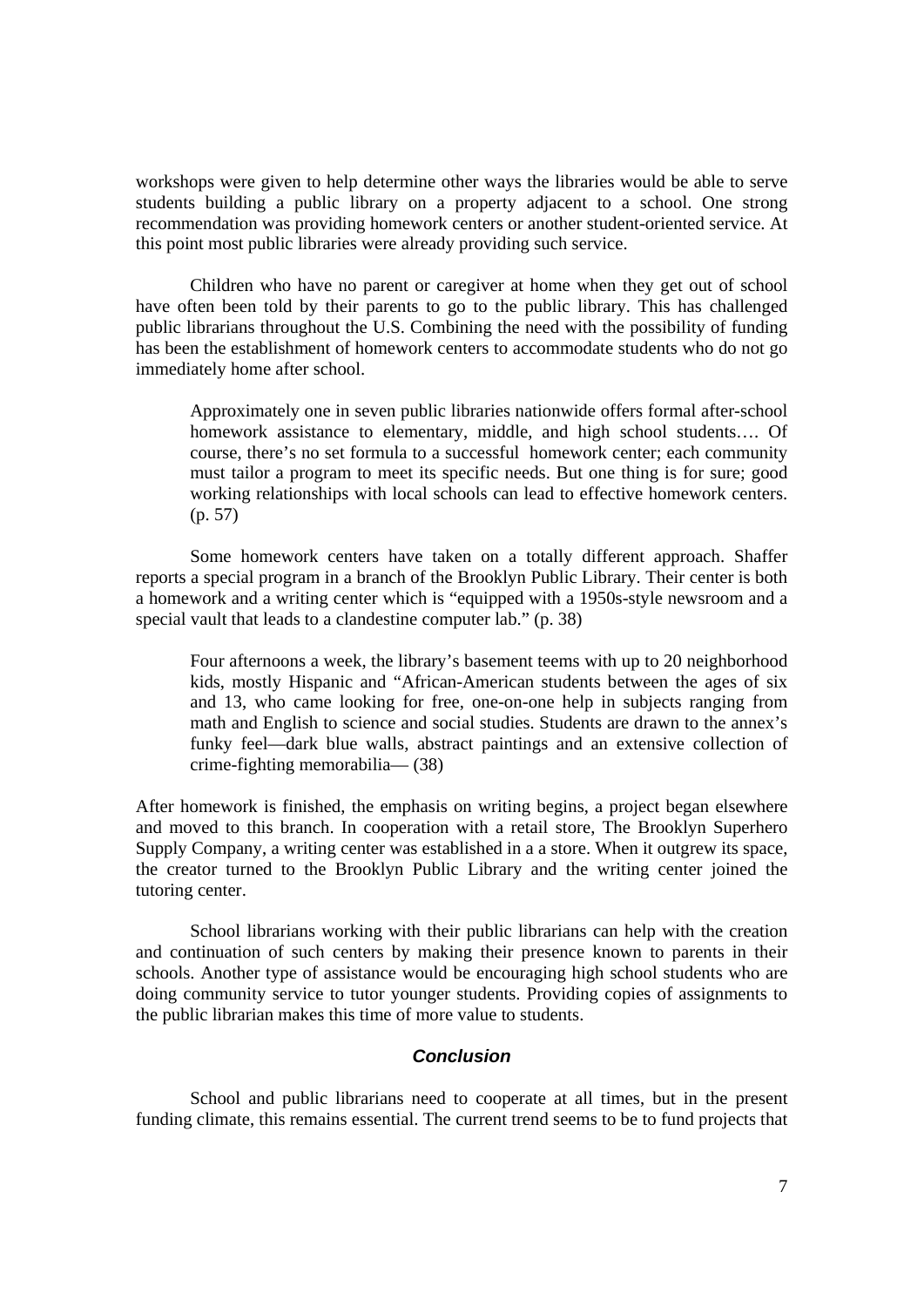workshops were given to help determine other ways the libraries would be able to serve students building a public library on a property adjacent to a school. One strong recommendation was providing homework centers or another student-oriented service. At this point most public libraries were already providing such service.

Children who have no parent or caregiver at home when they get out of school have often been told by their parents to go to the public library. This has challenged public librarians throughout the U.S. Combining the need with the possibility of funding has been the establishment of homework centers to accommodate students who do not go immediately home after school.

> Approximately one in seven public libraries nationwide offers formal after-school homework assistance to elementary, middle, and high school students…. Of course, there's no set formula to a successful homework center; each community must tailor a program to meet its specific needs. But one thing is for sure; good working relationships with local schools can lead to effective homework centers. (p. 57)

Some homework centers have taken on a totally different approach. Shaffer reports a special program in a branch of the Brooklyn Public Library. Their center is both a homework and a writing center which is "equipped with a 1950s-style newsroom and a special vault that leads to a clandestine computer lab." (p. 38)

> Four afternoons a week, the library's basement teems with up to 20 neighborhood kids, mostly Hispanic and "African-American students between the ages of six and 13, who came looking for free, one-on-one help in subjects ranging from math and English to science and social studies. Students are drawn to the annex's funky feel—dark blue walls, abstract paintings and an extensive collection of crime-fighting memorabilia— (38)

After homework is finished, the emphasis on writing begins, a project began elsewhere and moved to this branch. In cooperation with a retail store, The Brooklyn Superhero Supply Company, a writing center was established in a a store. When it outgrew its space, the creator turned to the Brooklyn Public Library and the writing center joined the tutoring center.

School librarians working with their public librarians can help with the creation and continuation of such centers by making their presence known to parents in their schools. Another type of assistance would be encouraging high school students who are doing community service to tutor younger students. Providing copies of assignments to the public librarian makes this time of more value to students.

### *Conclusion*

School and public librarians need to cooperate at all times, but in the present funding climate, this remains essential. The current trend seems to be to fund projects that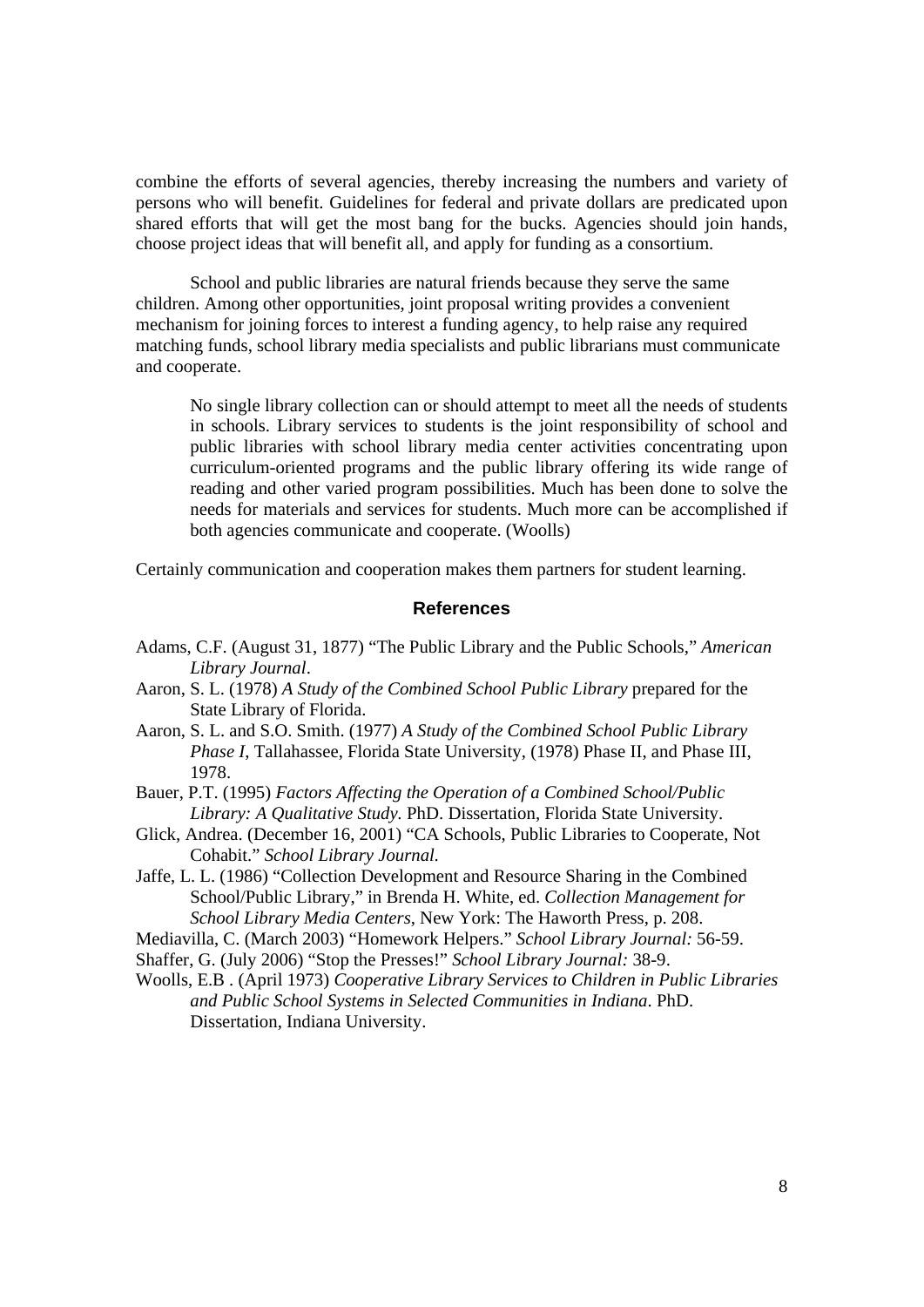combine the efforts of several agencies, thereby increasing the numbers and variety of persons who will benefit. Guidelines for federal and private dollars are predicated upon shared efforts that will get the most bang for the bucks. Agencies should join hands, choose project ideas that will benefit all, and apply for funding as a consortium.

School and public libraries are natural friends because they serve the same children. Among other opportunities, joint proposal writing provides a convenient mechanism for joining forces to interest a funding agency, to help raise any required matching funds, school library media specialists and public librarians must communicate and cooperate.

> No single library collection can or should attempt to meet all the needs of students in schools. Library services to students is the joint responsibility of school and public libraries with school library media center activities concentrating upon curriculum-oriented programs and the public library offering its wide range of reading and other varied program possibilities. Much has been done to solve the needs for materials and services for students. Much more can be accomplished if both agencies communicate and cooperate. (Woolls)

Certainly communication and cooperation makes them partners for student learning.

## References

Adams, C.F. (August 31, 1877) "The Public Library and the Public Schools," *American Library Journal*.

Aaron, S. L. (1978) *A Study of the Combined School Public Library* prepared for the State Library of Florida.

Aaron, S. L. and S.O. Smith. (1977) *A Study of the Combined School Public Library Phase I*, Tallahassee, Florida State University, (1978) Phase II, and Phase III, 1978.

Bauer, P.T. (1995) *Factors Affecting the Operation of a Combined School/Public Library: A Qualitative Study*. PhD. Dissertation, Florida State University.

Glick, Andrea. (December 16, 2001) "CA Schools, Public Libraries to Cooperate, Not Cohabit." *School Library Journal*.

Jaffe, L. L. (1986) "Collection Development and Resource Sharing in the Combined School/Public Library," in Brenda H. White, ed. *Collection Management for School Library Media Centers*, New York: The Haworth Press, p. 208.

Mediavilla, C. (March 2003) "Homework Helpers." *School Library Journal:* 56-59.

Shaffer, G. (July 2006) "Stop the Presses!" *School Library Journal:* 38-9.

Woolls, E.B . (April 1973) *Cooperative Library Services to Children in Public Libraries and Public School Systems in Selected Communities in Indiana*. PhD. Dissertation, Indiana University.